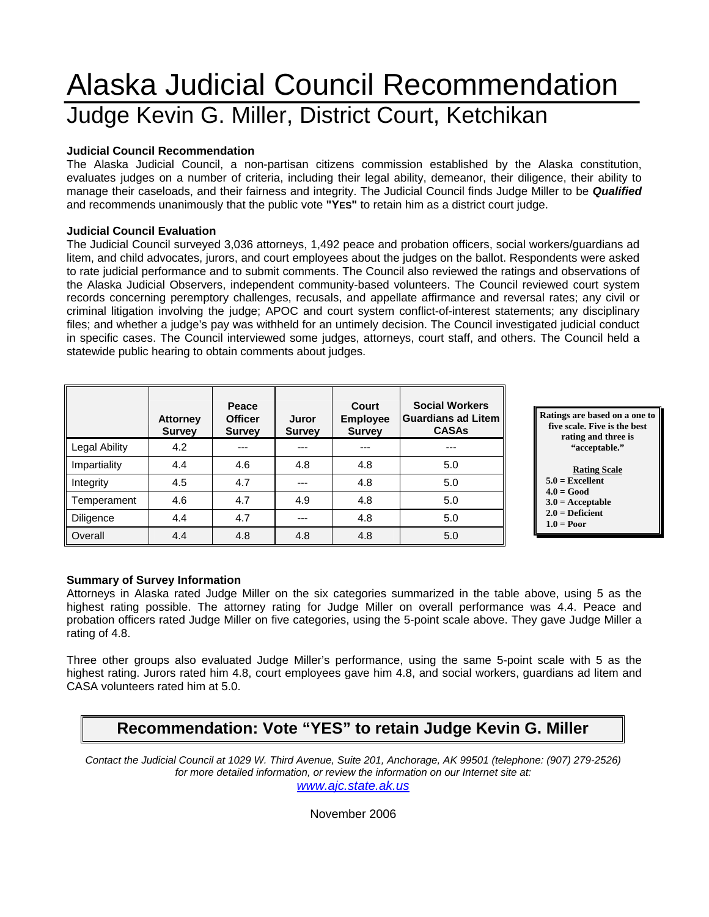# Alaska Judicial Council Recommendation

## Judge Kevin G. Miller, District Court, Ketchikan

### Judicial Council Recommendation

The Alaska Judicial Council, a non-partisan citizens commission established by the Alaska constitution, evaluates judges on a number of criteria, including their legal ability, demeanor, their diligence, their ability to manage their caseloads, and their fairness and integrity. The Judicial Council finds Judge Miller to be ***Qualified*** and recommends unanimously that the public vote **"YES"** to retain him as a district court judge.

### Judicial Council Evaluation

The Judicial Council surveyed 3,036 attorneys, 1,492 peace and probation officers, social workers/guardians ad litem, and child advocates, jurors, and court employees about the judges on the ballot. Respondents were asked to rate judicial performance and to submit comments. The Council also reviewed the ratings and observations of the Alaska Judicial Observers, independent community-based volunteers. The Council reviewed court system records concerning peremptory challenges, recusals, and appellate affirmance and reversal rates; any civil or criminal litigation involving the judge; APOC and court system conflict-of-interest statements; any disciplinary files; and whether a judge's pay was withheld for an untimely decision. The Council investigated judicial conduct in specific cases. The Council interviewed some judges, attorneys, court staff, and others. The Council held a statewide public hearing to obtain comments about judges.

| | Attorney Survey | Peace Officer Survey | Juror Survey | Court Employee Survey | Social Workers Guardians ad Litem CASAs |
|---|---|---|---|---|---|
| Legal Ability | 4.2 | --- | --- | --- | --- |
| Impartiality | 4.4 | 4.6 | 4.8 | 4.8 | 5.0 |
| Integrity | 4.5 | 4.7 | --- | 4.8 | 5.0 |
| Temperament | 4.6 | 4.7 | 4.9 | 4.8 | 5.0 |
| Diligence | 4.4 | 4.7 | --- | 4.8 | 5.0 |
| Overall | 4.4 | 4.8 | 4.8 | 4.8 | 5.0 |

**Ratings are based on a one to five scale. Five is the best rating and three is "acceptable."**

**Rating Scale**
- **5.0 = Excellent**
- **4.0 = Good**
- **3.0 = Acceptable**
- **2.0 = Deficient**
- **1.0 = Poor**

### Summary of Survey Information

Attorneys in Alaska rated Judge Miller on the six categories summarized in the table above, using 5 as the highest rating possible. The attorney rating for Judge Miller on overall performance was 4.4. Peace and probation officers rated Judge Miller on five categories, using the 5-point scale above. They gave Judge Miller a rating of 4.8.

Three other groups also evaluated Judge Miller's performance, using the same 5-point scale with 5 as the highest rating. Jurors rated him 4.8, court employees gave him 4.8, and social workers, guardians ad litem and CASA volunteers rated him at 5.0.

## Recommendation: Vote "YES" to retain Judge Kevin G. Miller

*Contact the Judicial Council at 1029 W. Third Avenue, Suite 201, Anchorage, AK 99501 (telephone: (907) 279-2526) for more detailed information, or review the information on our Internet site at:*
*www.ajc.state.ak.us*

November 2006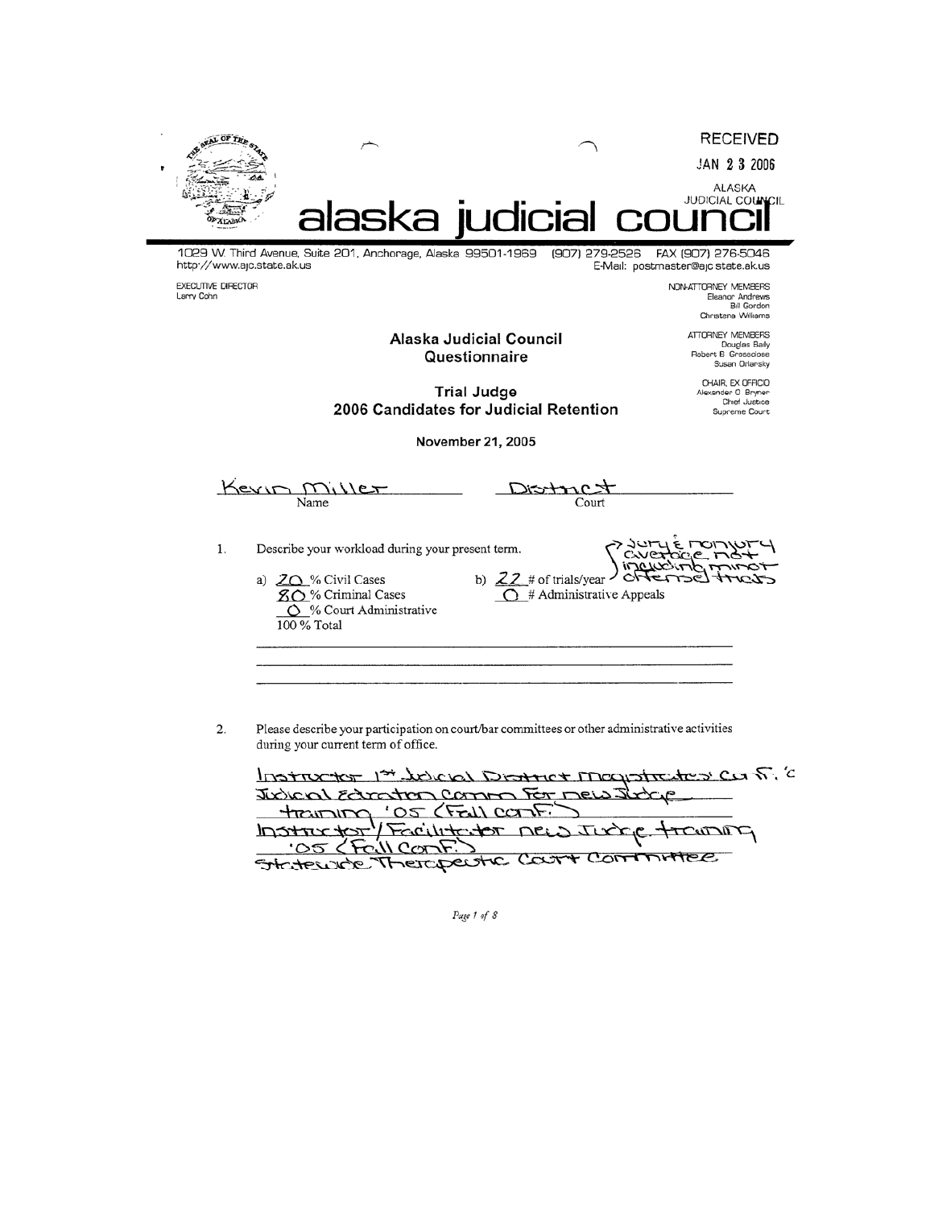RECEIVED

JAN 2 3 2006

ALASKA JUDICIAL COUNCIL

# alaska judicial council

1029 W. Third Avenue, Suite 201, Anchorage, Alaska 99501-1969 (907) 279-2526 FAX (907) 276-5046
http://www.ajc.state.ak.us E-Mail: postmaster@ajc.state.ak.us

EXECUTIVE DIRECTOR
Larry Cohn

NON-ATTORNEY MEMBERS
Eleanor Andrews
Bill Gordon
Christena Williams

ATTORNEY MEMBERS
Douglas Baily
Robert B. Groseclose
Susan Orlansky

CHAIR, EX OFFICIO
Alexander O. Bryner
Chief Justice
Supreme Court

## Alaska Judicial Council Questionnaire

## Trial Judge 2006 Candidates for Judicial Retention

**November 21, 2005**

Kevin Miller
Name

District
Court

1. Describe your workload during your present term.

   a) 20 % Civil Cases
   80 % Criminal Cases
   0 % Court Administrative
   100 % Total

   b) 22 # of trials/year → Jury & nonjury average not including minor offense trials
   0 # Administrative Appeals

2. Please describe your participation on court/bar committees or other administrative activities during your current term of office.

   Instructor 1st Judicial District Magistrates Conf. & Judicial Education Comm for new Judge training '05 (Fall conf.)
   Instructor/Facilitator new Judge training '05 (Fall Conf.)
   Statewide Therapeutic Court Committee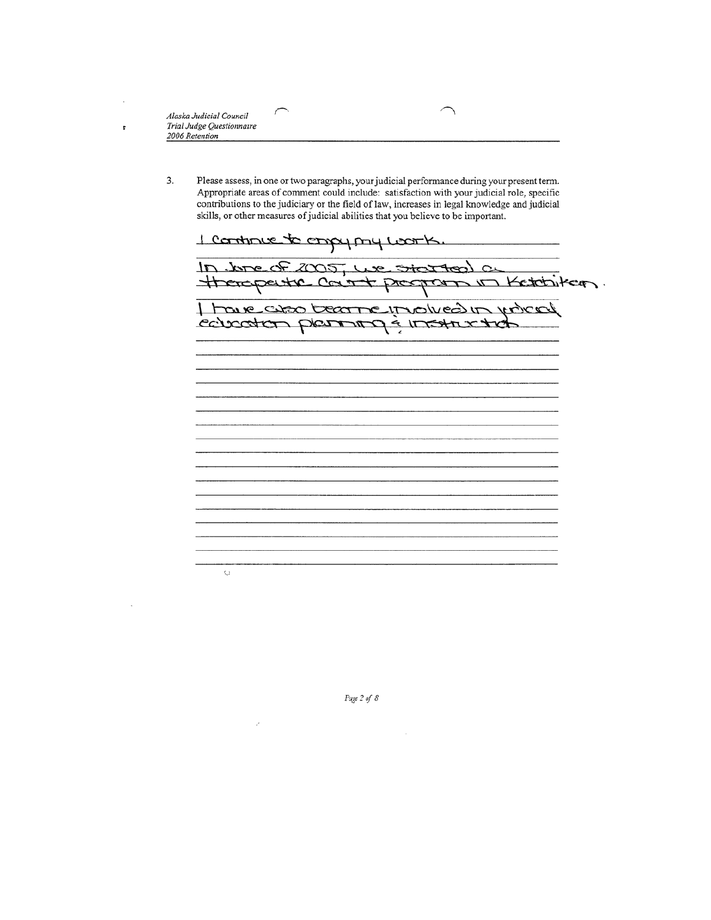3. Please assess, in one or two paragraphs, your judicial performance during your present term. Appropriate areas of comment could include: satisfaction with your judicial role, specific contributions to the judiciary or the field of law, increases in legal knowledge and judicial skills, or other measures of judicial abilities that you believe to be important.

I continue to enjoy my work.

In June of 2005, we started a therapeutic court program in Ketchikan.

I have also become involved in judicial education planning & instruction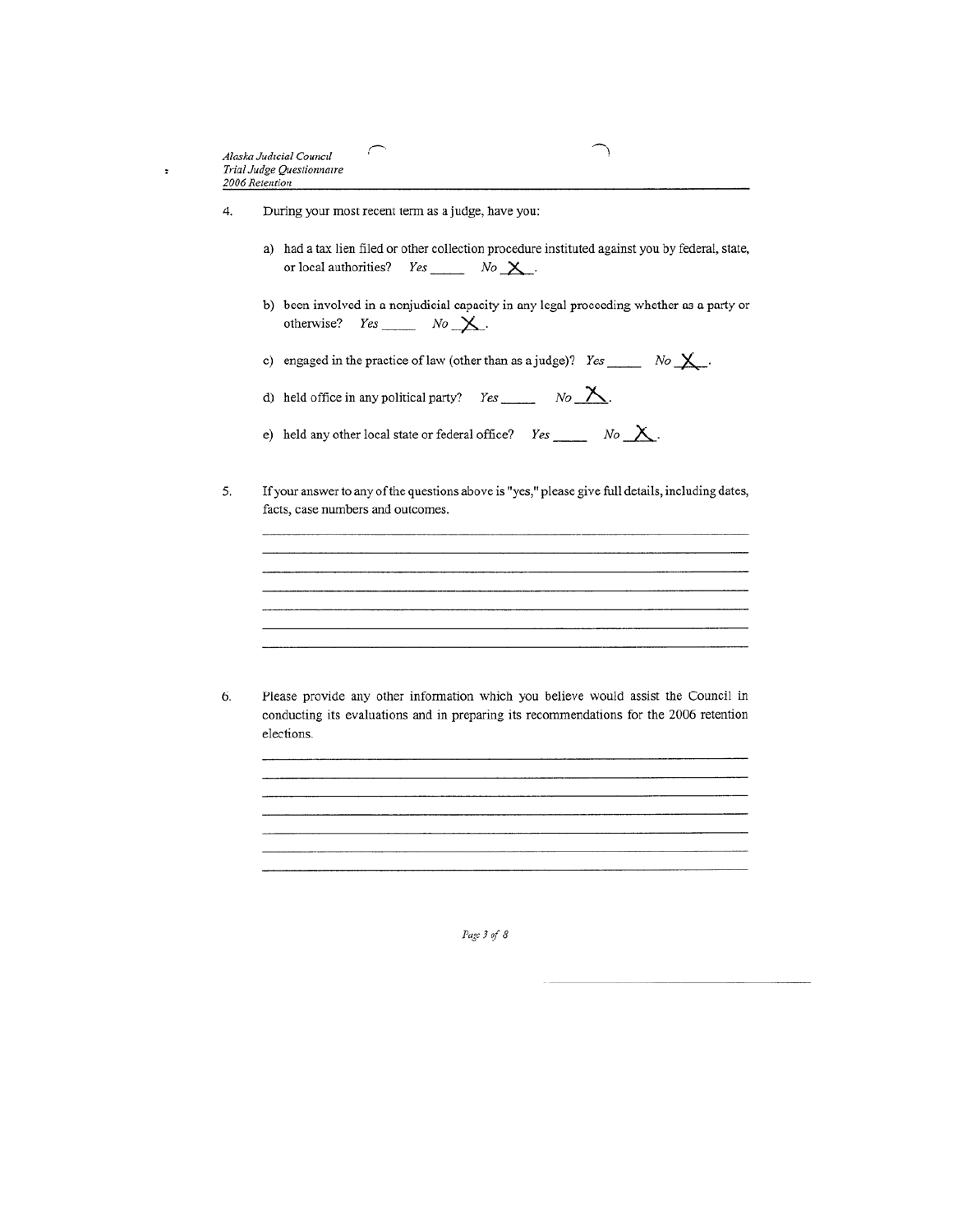4. During your most recent term as a judge, have you:

   a) had a tax lien filed or other collection procedure instituted against you by federal, state, or local authorities? *Yes* \_\_\_\_\_ *No* \_X\_.

   b) been involved in a nonjudicial capacity in any legal proceeding whether as a party or otherwise? *Yes* \_\_\_\_\_ *No* \_X\_.

   c) engaged in the practice of law (other than as a judge)? *Yes* \_\_\_\_\_ *No* \_X\_.

   d) held office in any political party? *Yes* \_\_\_\_\_ *No* \_X\_.

   e) held any other local state or federal office? *Yes* \_\_\_\_\_ *No* \_X\_.

5. If your answer to any of the questions above is "yes," please give full details, including dates, facts, case numbers and outcomes.

6. Please provide any other information which you believe would assist the Council in conducting its evaluations and in preparing its recommendations for the 2006 retention elections.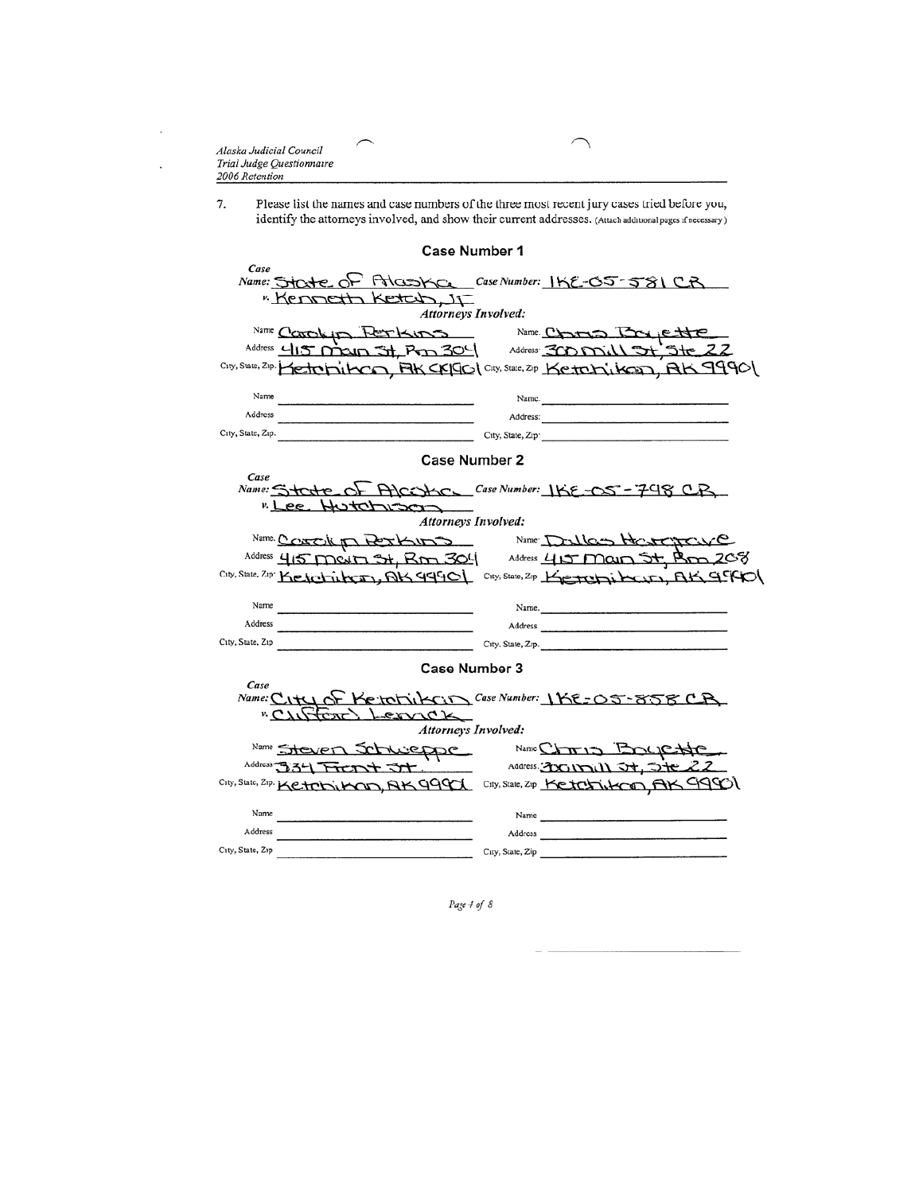7. Please list the names and case numbers of the three most recent jury cases tried before you, identify the attorneys involved, and show their current addresses. (Attach additional pages if necessary)

## Case Number 1

**Case Name:** State of Alaska v. Kenneth Ketah, Jr **Case Number:** 1KE-05-581 CR

***Attorneys Involved:***

| | |
|---|---|
| Name: Carolyn Perkins | Name: Chris Bayette |
| Address: 415 Main St, Rm 304 | Address: 300 Mill St, Ste 22 |
| City, State, Zip: Ketchikan, AK 99901 | City, State, Zip: Ketchikan, AK 99901 |
| Name: | Name: |
| Address: | Address: |
| City, State, Zip: | City, State, Zip: |

## Case Number 2

**Case Name:** State of Alaska v. Lee Hutchison **Case Number:** 1KE-05-798 CR

***Attorneys Involved:***

| | |
|---|---|
| Name: Carolyn Perkins | Name: Dallas Hargrave |
| Address: 415 Main St, Rm 304 | Address: 415 Main St, Rm 208 |
| City, State, Zip: Ketchikan, AK 99901 | City, State, Zip: Ketchikan, AK 99901 |
| Name: | Name: |
| Address: | Address: |
| City, State, Zip: | City, State, Zip: |

## Case Number 3

**Case Name:** City of Ketchikan v. Clifford Lerrick **Case Number:** 1KE-05-858 CR

***Attorneys Involved:***

| | |
|---|---|
| Name: Steven Schweppe | Name: Chris Bayette |
| Address: 334 Front St. | Address: 300 Mill St, Ste 22 |
| City, State, Zip: Ketchikan, AK 99901 | City, State, Zip: Ketchikan, AK 99901 |
| Name: | Name: |
| Address: | Address: |
| City, State, Zip: | City, State, Zip: |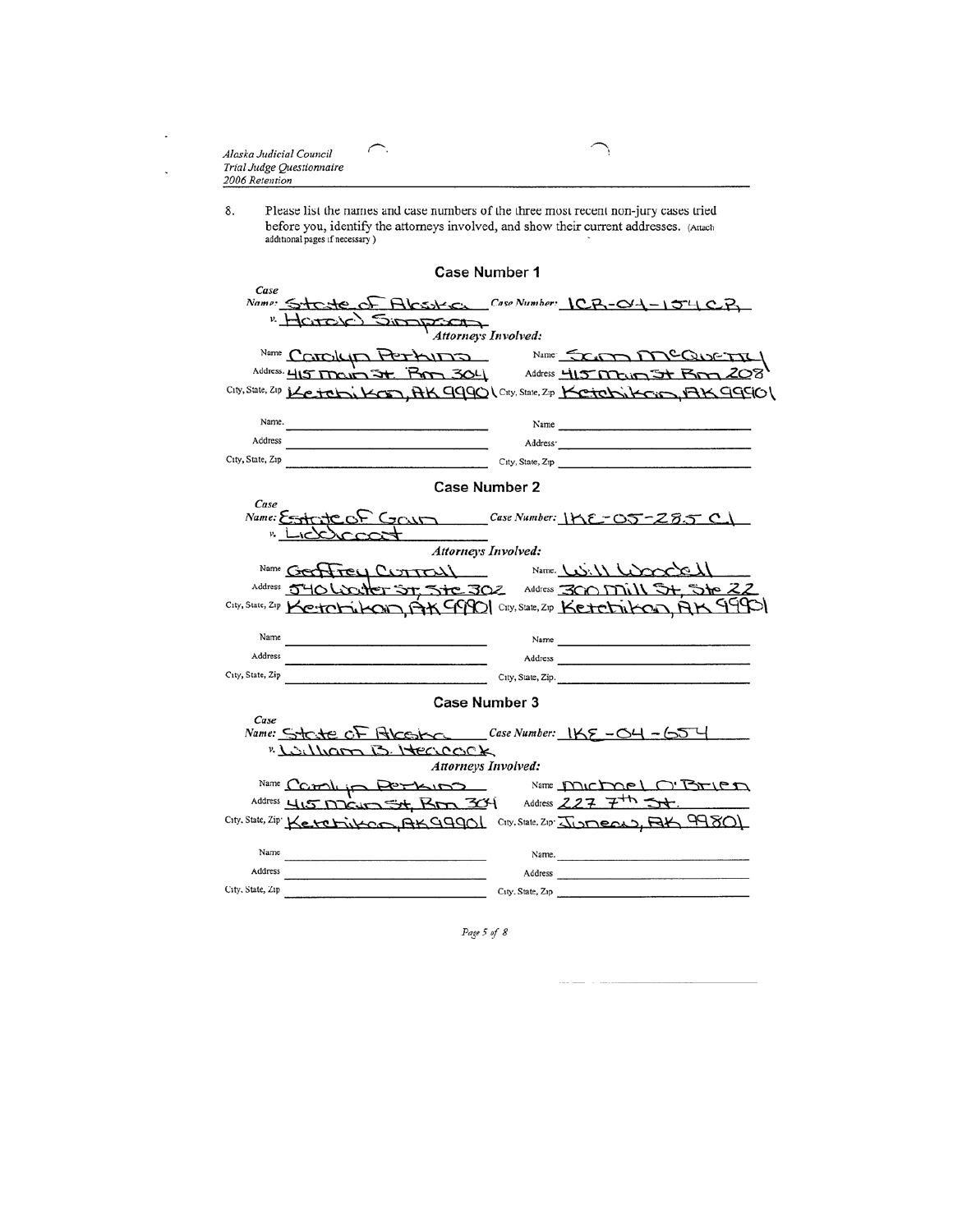8. Please list the names and case numbers of the three most recent non-jury cases tried before you, identify the attorneys involved, and show their current addresses. (Attach additional pages if necessary.)

## Case Number 1

**Case Name:** State of Alaska v. Harold Simpson **Case Number:** 1CR-04-154 CR

*Attorneys Involved:*

| | | | |
|---|---|---|---|
| Name | Carolyn Perkins | Name | Sam McQuerry |
| Address | 415 Main St. Rm 304 | Address | 415 Main St Rm 208 |
| City, State, Zip | Ketchikan, AK 99901 | City, State, Zip | Ketchikan, AK 99901 |
| Name | | Name | |
| Address | | Address | |
| City, State, Zip | | City, State, Zip | |

## Case Number 2

**Case Name:** Estate of Gain v. Lickcroft **Case Number:** 1KE-05-285 CI

*Attorneys Involved:*

| | | | |
|---|---|---|---|
| Name | Geoffrey Currall | Name | Will Woodell |
| Address | 540 Water St, Ste 302 | Address | 300 Mill St, Ste 22 |
| City, State, Zip | Ketchikan, AK 99901 | City, State, Zip | Ketchikan, AK 99901 |
| Name | | Name | |
| Address | | Address | |
| City, State, Zip | | City, State, Zip | |

## Case Number 3

**Case Name:** State of Alaska v. William B. Heacock **Case Number:** 1KE-04-654

*Attorneys Involved:*

| | | | |
|---|---|---|---|
| Name | Carolyn Perkins | Name | Michael O'Brien |
| Address | 415 Main St, Rm 304 | Address | 227 7th St. |
| City, State, Zip | Ketchikan, AK 99901 | City, State, Zip | Juneau, AK 99801 |
| Name | | Name | |
| Address | | Address | |
| City, State, Zip | | City, State, Zip | |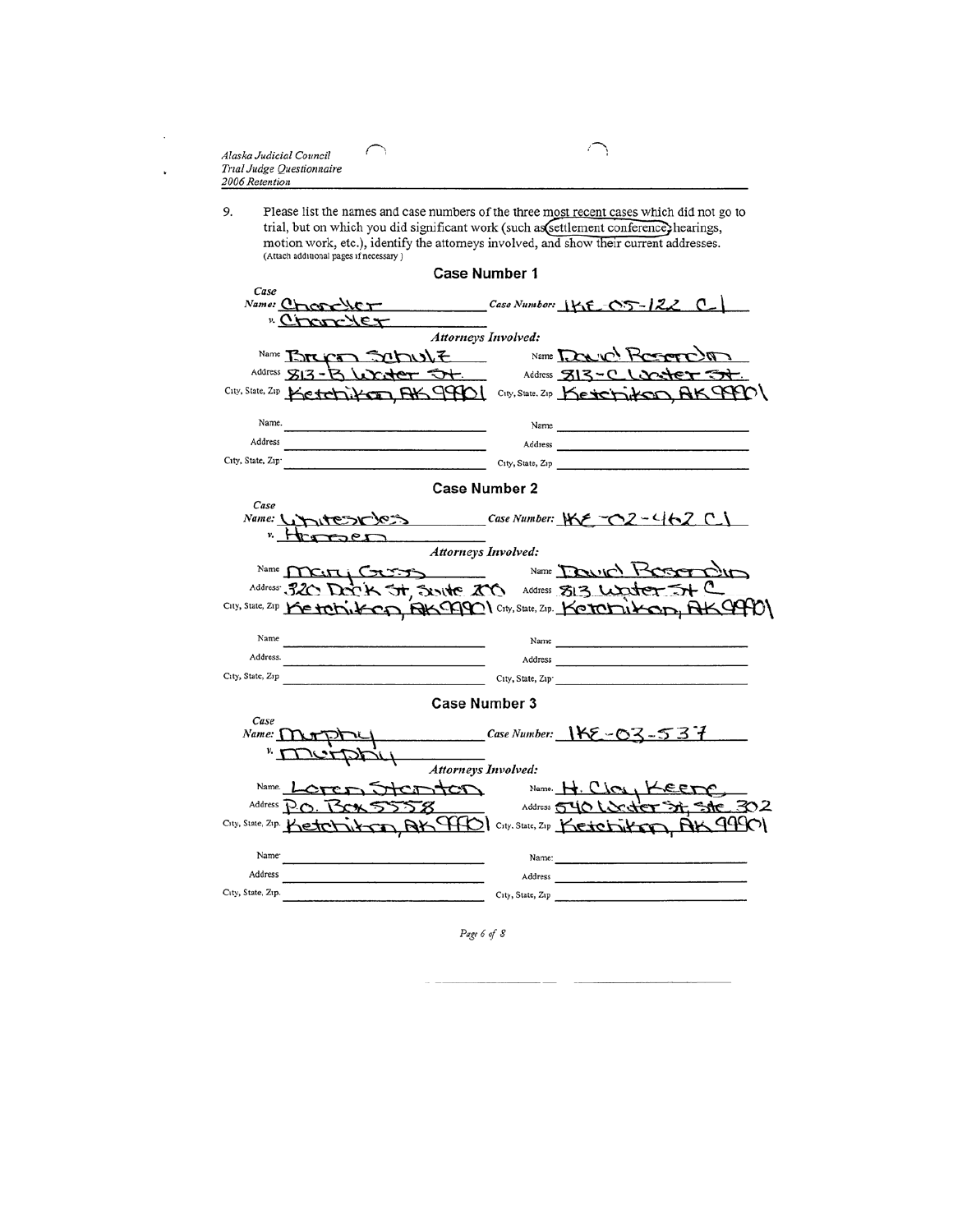Alaska Judicial Council
Trial Judge Questionnaire
2006 Retention

9. Please list the names and case numbers of the three most recent cases which did not go to trial, but on which you did significant work (such as settlement conference, hearings, motion work, etc.), identify the attorneys involved, and show their current addresses. (Attach additional pages if necessary.)

## Case Number 1

**Case Name:** Chandler v. Chandler

**Case Number:** 1KE-05-122 CI

*Attorneys Involved:*

| | | | |
|---|---|---|---|
| Name | Brian Schulz | Name | David Rosendin |
| Address | 813-B Water St. | Address | 813-C Water St. |
| City, State, Zip | Ketchikan, AK 99901 | City, State, Zip | Ketchikan, AK 99901 |
| Name | | Name | |
| Address | | Address | |
| City, State, Zip | | City, State, Zip | |

## Case Number 2

**Case Name:** Whitesides v. Hansen

**Case Number:** 1KE-02-462 CI

*Attorneys Involved:*

| | | | |
|---|---|---|---|
| Name | Mary Gross | Name | David Rosendin |
| Address | 320 Dock St, Suite 200 | Address | 813 Water St C |
| City, State, Zip | Ketchikan, AK 99901 | City, State, Zip | Ketchikan, AK 99901 |
| Name | | Name | |
| Address | | Address | |
| City, State, Zip | | City, State, Zip | |

## Case Number 3

**Case Name:** Murphy v. Murphy

**Case Number:** 1KE-03-537

*Attorneys Involved:*

| | | | |
|---|---|---|---|
| Name | Loren Stanton | Name | H. Clay Keene |
| Address | P.O. Box 5558 | Address | 540 Water St, Ste 302 |
| City, State, Zip | Ketchikan, AK 99901 | City, State, Zip | Ketchikan, AK 99901 |
| Name | | Name | |
| Address | | Address | |
| City, State, Zip | | City, State, Zip | |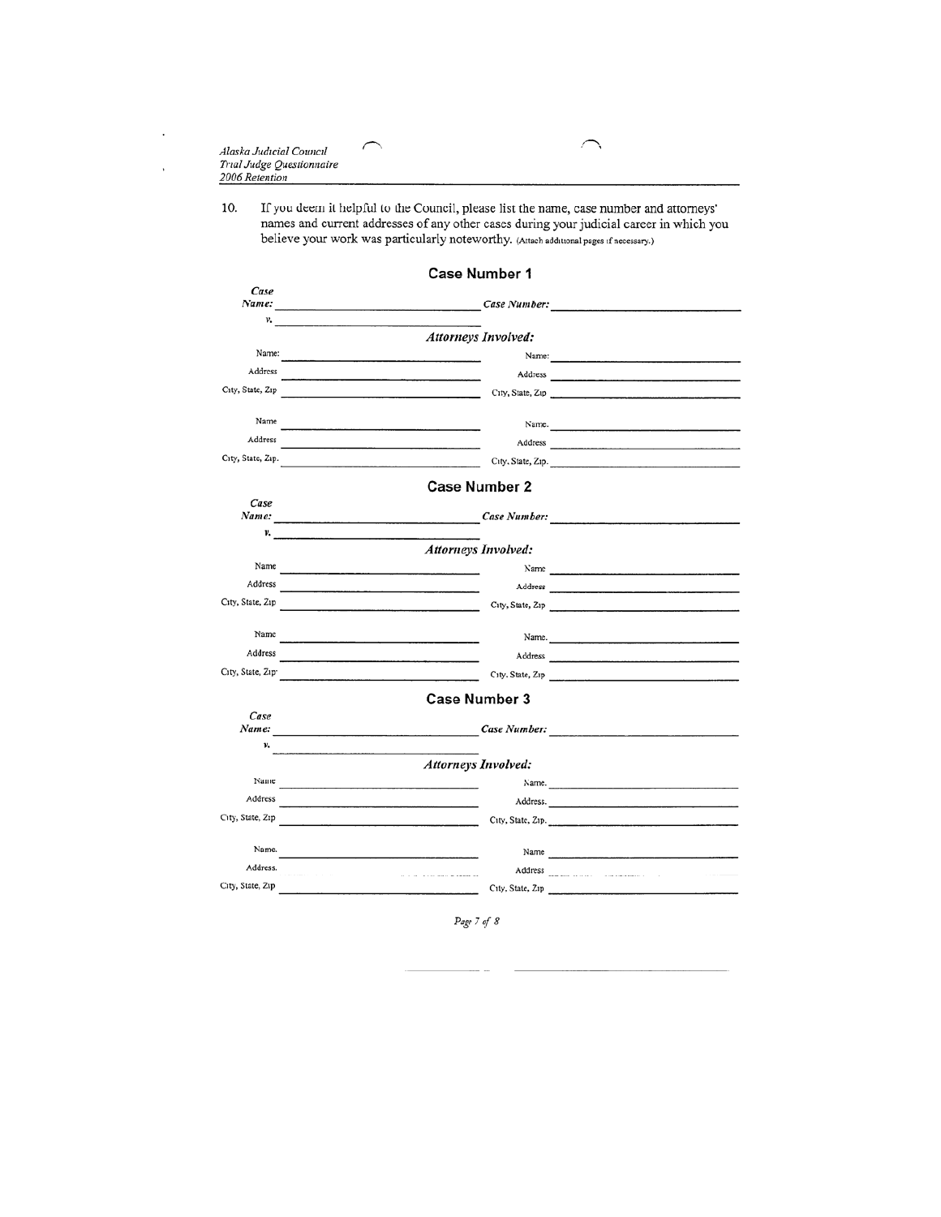10. If you deem it helpful to the Council, please list the name, case number and attorneys' names and current addresses of any other cases during your judicial career in which you believe your work was particularly noteworthy. (Attach additional pages if necessary.)

## Case Number 1

*Case Name:* ______________________ *Case Number:* ______________________

*v.* ______________________

*Attorneys Involved:*

| | | | |
|---|---|---|---|
| Name: | | Name: | |
| Address | | Address | |
| City, State, Zip | | City, State, Zip | |
| Name | | Name. | |
| Address | | Address | |
| City, State, Zip. | | City, State, Zip. | |

## Case Number 2

*Case Name:* ______________________ *Case Number:* ______________________

*v.* ______________________

*Attorneys Involved:*

| | | | |
|---|---|---|---|
| Name | | Name | |
| Address | | Address | |
| City, State, Zip | | City, State, Zip | |
| Name | | Name. | |
| Address | | Address | |
| City, State, Zip | | City, State, Zip | |

## Case Number 3

*Case Name:* ______________________ *Case Number:* ______________________

*v.* ______________________

*Attorneys Involved:*

| | | | |
|---|---|---|---|
| Name | | Name. | |
| Address | | Address. | |
| City, State, Zip | | City, State, Zip. | |
| Name. | | Name | |
| Address. | | Address | |
| City, State, Zip | | City, State, Zip | |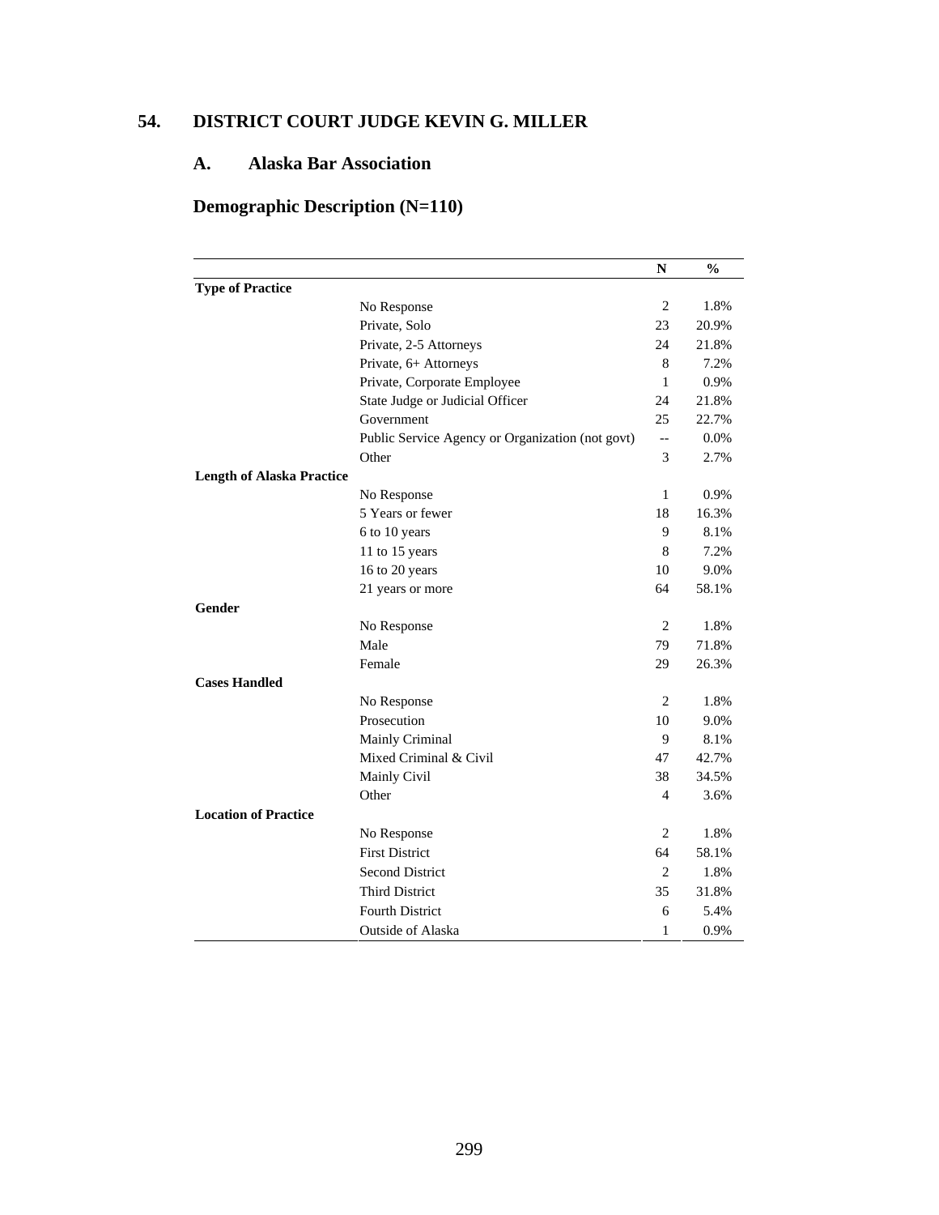## 54. DISTRICT COURT JUDGE KEVIN G. MILLER

### A. Alaska Bar Association

### Demographic Description (N=110)

| | | N | % |
|---|---|---|---|
| **Type of Practice** | | | |
| | No Response | 2 | 1.8% |
| | Private, Solo | 23 | 20.9% |
| | Private, 2-5 Attorneys | 24 | 21.8% |
| | Private, 6+ Attorneys | 8 | 7.2% |
| | Private, Corporate Employee | 1 | 0.9% |
| | State Judge or Judicial Officer | 24 | 21.8% |
| | Government | 25 | 22.7% |
| | Public Service Agency or Organization (not govt) | -- | 0.0% |
| | Other | 3 | 2.7% |
| **Length of Alaska Practice** | | | |
| | No Response | 1 | 0.9% |
| | 5 Years or fewer | 18 | 16.3% |
| | 6 to 10 years | 9 | 8.1% |
| | 11 to 15 years | 8 | 7.2% |
| | 16 to 20 years | 10 | 9.0% |
| | 21 years or more | 64 | 58.1% |
| **Gender** | | | |
| | No Response | 2 | 1.8% |
| | Male | 79 | 71.8% |
| | Female | 29 | 26.3% |
| **Cases Handled** | | | |
| | No Response | 2 | 1.8% |
| | Prosecution | 10 | 9.0% |
| | Mainly Criminal | 9 | 8.1% |
| | Mixed Criminal & Civil | 47 | 42.7% |
| | Mainly Civil | 38 | 34.5% |
| | Other | 4 | 3.6% |
| **Location of Practice** | | | |
| | No Response | 2 | 1.8% |
| | First District | 64 | 58.1% |
| | Second District | 2 | 1.8% |
| | Third District | 35 | 31.8% |
| | Fourth District | 6 | 5.4% |
| | Outside of Alaska | 1 | 0.9% |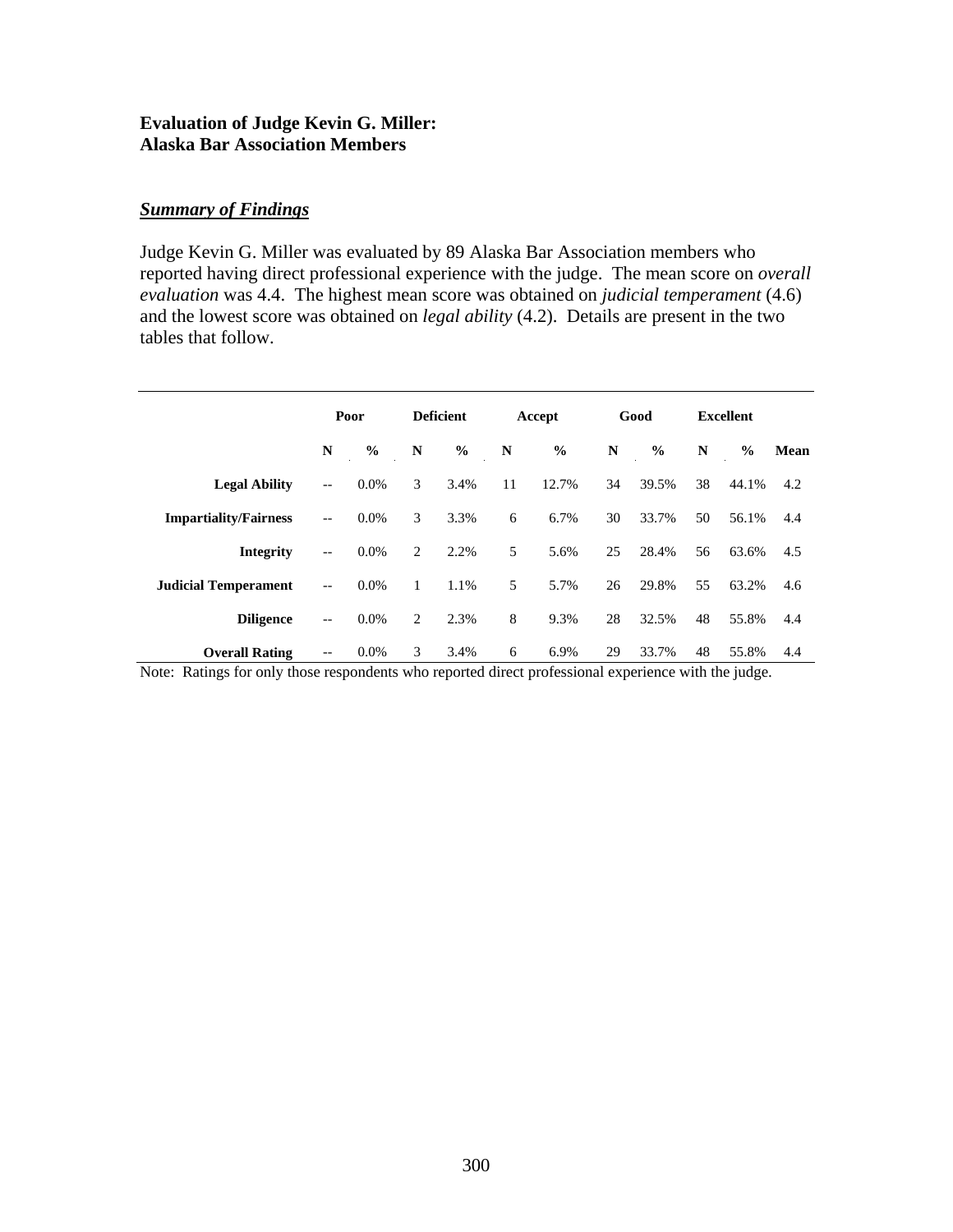**Evaluation of Judge Kevin G. Miller:**
**Alaska Bar Association Members**

***Summary of Findings***

Judge Kevin G. Miller was evaluated by 89 Alaska Bar Association members who reported having direct professional experience with the judge. The mean score on *overall evaluation* was 4.4. The highest mean score was obtained on *judicial temperament* (4.6) and the lowest score was obtained on *legal ability* (4.2). Details are present in the two tables that follow.

| | Poor | | Deficient | | Accept | | Good | | Excellent | | |
|---|---|---|---|---|---|---|---|---|---|---|---|
| | **N** | **%** | **N** | **%** | **N** | **%** | **N** | **%** | **N** | **%** | **Mean** |
| **Legal Ability** | -- | 0.0% | 3 | 3.4% | 11 | 12.7% | 34 | 39.5% | 38 | 44.1% | 4.2 |
| **Impartiality/Fairness** | -- | 0.0% | 3 | 3.3% | 6 | 6.7% | 30 | 33.7% | 50 | 56.1% | 4.4 |
| **Integrity** | -- | 0.0% | 2 | 2.2% | 5 | 5.6% | 25 | 28.4% | 56 | 63.6% | 4.5 |
| **Judicial Temperament** | -- | 0.0% | 1 | 1.1% | 5 | 5.7% | 26 | 29.8% | 55 | 63.2% | 4.6 |
| **Diligence** | -- | 0.0% | 2 | 2.3% | 8 | 9.3% | 28 | 32.5% | 48 | 55.8% | 4.4 |
| **Overall Rating** | -- | 0.0% | 3 | 3.4% | 6 | 6.9% | 29 | 33.7% | 48 | 55.8% | 4.4 |

Note: Ratings for only those respondents who reported direct professional experience with the judge.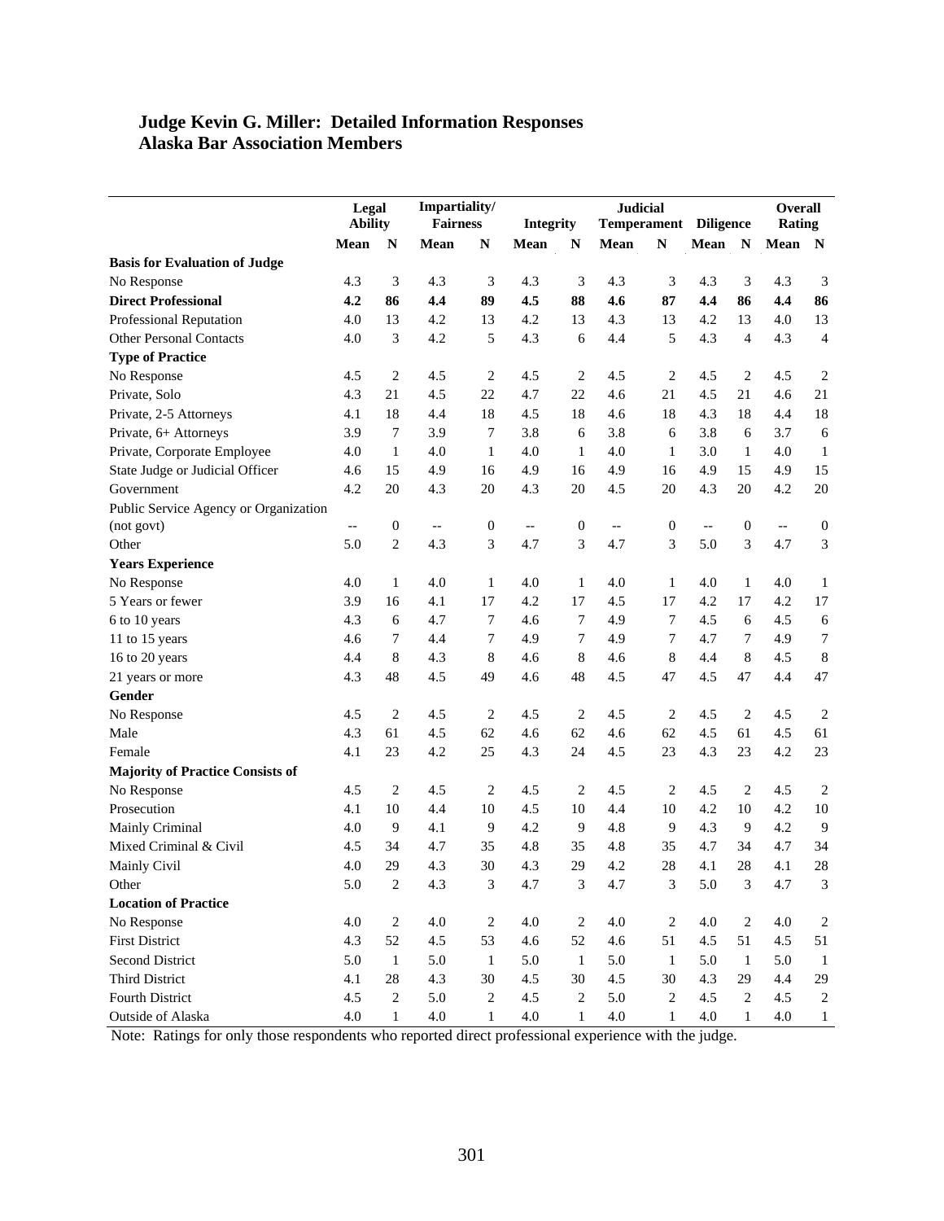**Judge Kevin G. Miller: Detailed Information Responses**
**Alaska Bar Association Members**

| | Legal Ability | | Impartiality/ Fairness | | Integrity | | Judicial Temperament | | Diligence | | Overall Rating | |
|---|---|---|---|---|---|---|---|---|---|---|---|---|
| | Mean | N | Mean | N | Mean | N | Mean | N | Mean | N | Mean | N |
| **Basis for Evaluation of Judge** | | | | | | | | | | | | |
| No Response | 4.3 | 3 | 4.3 | 3 | 4.3 | 3 | 4.3 | 3 | 4.3 | 3 | 4.3 | 3 |
| **Direct Professional** | **4.2** | **86** | **4.4** | **89** | **4.5** | **88** | **4.6** | **87** | **4.4** | **86** | **4.4** | **86** |
| Professional Reputation | 4.0 | 13 | 4.2 | 13 | 4.2 | 13 | 4.3 | 13 | 4.2 | 13 | 4.0 | 13 |
| Other Personal Contacts | 4.0 | 3 | 4.2 | 5 | 4.3 | 6 | 4.4 | 5 | 4.3 | 4 | 4.3 | 4 |
| **Type of Practice** | | | | | | | | | | | | |
| No Response | 4.5 | 2 | 4.5 | 2 | 4.5 | 2 | 4.5 | 2 | 4.5 | 2 | 4.5 | 2 |
| Private, Solo | 4.3 | 21 | 4.5 | 22 | 4.7 | 22 | 4.6 | 21 | 4.5 | 21 | 4.6 | 21 |
| Private, 2-5 Attorneys | 4.1 | 18 | 4.4 | 18 | 4.5 | 18 | 4.6 | 18 | 4.3 | 18 | 4.4 | 18 |
| Private, 6+ Attorneys | 3.9 | 7 | 3.9 | 7 | 3.8 | 6 | 3.8 | 6 | 3.8 | 6 | 3.7 | 6 |
| Private, Corporate Employee | 4.0 | 1 | 4.0 | 1 | 4.0 | 1 | 4.0 | 1 | 3.0 | 1 | 4.0 | 1 |
| State Judge or Judicial Officer | 4.6 | 15 | 4.9 | 16 | 4.9 | 16 | 4.9 | 16 | 4.9 | 15 | 4.9 | 15 |
| Government | 4.2 | 20 | 4.3 | 20 | 4.3 | 20 | 4.5 | 20 | 4.3 | 20 | 4.2 | 20 |
| Public Service Agency or Organization (not govt) | -- | 0 | -- | 0 | -- | 0 | -- | 0 | -- | 0 | -- | 0 |
| Other | 5.0 | 2 | 4.3 | 3 | 4.7 | 3 | 4.7 | 3 | 5.0 | 3 | 4.7 | 3 |
| **Years Experience** | | | | | | | | | | | | |
| No Response | 4.0 | 1 | 4.0 | 1 | 4.0 | 1 | 4.0 | 1 | 4.0 | 1 | 4.0 | 1 |
| 5 Years or fewer | 3.9 | 16 | 4.1 | 17 | 4.2 | 17 | 4.5 | 17 | 4.2 | 17 | 4.2 | 17 |
| 6 to 10 years | 4.3 | 6 | 4.7 | 7 | 4.6 | 7 | 4.9 | 7 | 4.5 | 6 | 4.5 | 6 |
| 11 to 15 years | 4.6 | 7 | 4.4 | 7 | 4.9 | 7 | 4.9 | 7 | 4.7 | 7 | 4.9 | 7 |
| 16 to 20 years | 4.4 | 8 | 4.3 | 8 | 4.6 | 8 | 4.6 | 8 | 4.4 | 8 | 4.5 | 8 |
| 21 years or more | 4.3 | 48 | 4.5 | 49 | 4.6 | 48 | 4.5 | 47 | 4.5 | 47 | 4.4 | 47 |
| **Gender** | | | | | | | | | | | | |
| No Response | 4.5 | 2 | 4.5 | 2 | 4.5 | 2 | 4.5 | 2 | 4.5 | 2 | 4.5 | 2 |
| Male | 4.3 | 61 | 4.5 | 62 | 4.6 | 62 | 4.6 | 62 | 4.5 | 61 | 4.5 | 61 |
| Female | 4.1 | 23 | 4.2 | 25 | 4.3 | 24 | 4.5 | 23 | 4.3 | 23 | 4.2 | 23 |
| **Majority of Practice Consists of** | | | | | | | | | | | | |
| No Response | 4.5 | 2 | 4.5 | 2 | 4.5 | 2 | 4.5 | 2 | 4.5 | 2 | 4.5 | 2 |
| Prosecution | 4.1 | 10 | 4.4 | 10 | 4.5 | 10 | 4.4 | 10 | 4.2 | 10 | 4.2 | 10 |
| Mainly Criminal | 4.0 | 9 | 4.1 | 9 | 4.2 | 9 | 4.8 | 9 | 4.3 | 9 | 4.2 | 9 |
| Mixed Criminal & Civil | 4.5 | 34 | 4.7 | 35 | 4.8 | 35 | 4.8 | 35 | 4.7 | 34 | 4.7 | 34 |
| Mainly Civil | 4.0 | 29 | 4.3 | 30 | 4.3 | 29 | 4.2 | 28 | 4.1 | 28 | 4.1 | 28 |
| Other | 5.0 | 2 | 4.3 | 3 | 4.7 | 3 | 4.7 | 3 | 5.0 | 3 | 4.7 | 3 |
| **Location of Practice** | | | | | | | | | | | | |
| No Response | 4.0 | 2 | 4.0 | 2 | 4.0 | 2 | 4.0 | 2 | 4.0 | 2 | 4.0 | 2 |
| First District | 4.3 | 52 | 4.5 | 53 | 4.6 | 52 | 4.6 | 51 | 4.5 | 51 | 4.5 | 51 |
| Second District | 5.0 | 1 | 5.0 | 1 | 5.0 | 1 | 5.0 | 1 | 5.0 | 1 | 5.0 | 1 |
| Third District | 4.1 | 28 | 4.3 | 30 | 4.5 | 30 | 4.5 | 30 | 4.3 | 29 | 4.4 | 29 |
| Fourth District | 4.5 | 2 | 5.0 | 2 | 4.5 | 2 | 5.0 | 2 | 4.5 | 2 | 4.5 | 2 |
| Outside of Alaska | 4.0 | 1 | 4.0 | 1 | 4.0 | 1 | 4.0 | 1 | 4.0 | 1 | 4.0 | 1 |

Note: Ratings for only those respondents who reported direct professional experience with the judge.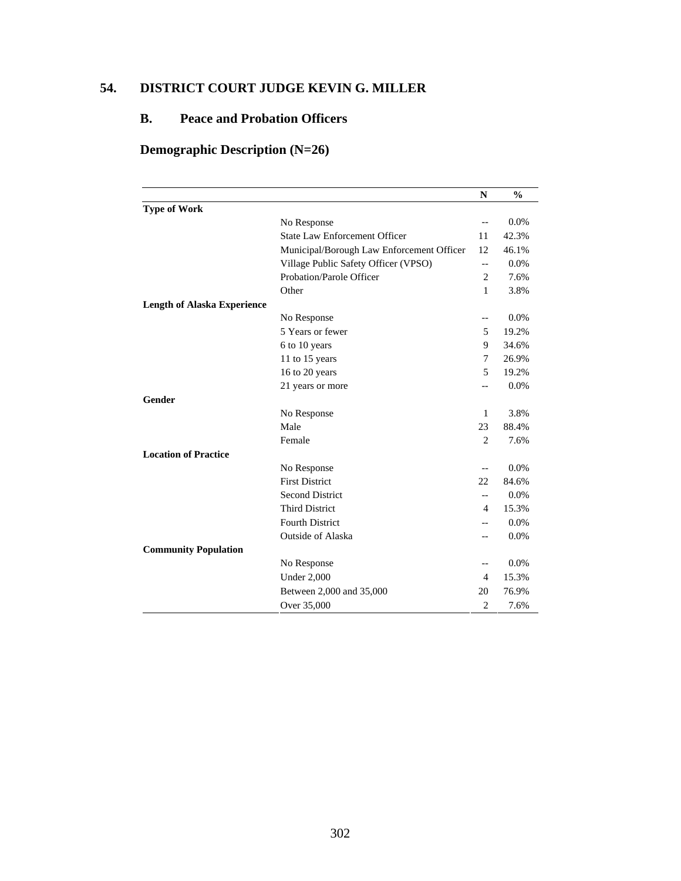## 54. DISTRICT COURT JUDGE KEVIN G. MILLER

### B. Peace and Probation Officers

### Demographic Description (N=26)

| | | N | % |
|---|---|---|---|
| **Type of Work** | | | |
| | No Response | -- | 0.0% |
| | State Law Enforcement Officer | 11 | 42.3% |
| | Municipal/Borough Law Enforcement Officer | 12 | 46.1% |
| | Village Public Safety Officer (VPSO) | -- | 0.0% |
| | Probation/Parole Officer | 2 | 7.6% |
| | Other | 1 | 3.8% |
| **Length of Alaska Experience** | | | |
| | No Response | -- | 0.0% |
| | 5 Years or fewer | 5 | 19.2% |
| | 6 to 10 years | 9 | 34.6% |
| | 11 to 15 years | 7 | 26.9% |
| | 16 to 20 years | 5 | 19.2% |
| | 21 years or more | -- | 0.0% |
| **Gender** | | | |
| | No Response | 1 | 3.8% |
| | Male | 23 | 88.4% |
| | Female | 2 | 7.6% |
| **Location of Practice** | | | |
| | No Response | -- | 0.0% |
| | First District | 22 | 84.6% |
| | Second District | -- | 0.0% |
| | Third District | 4 | 15.3% |
| | Fourth District | -- | 0.0% |
| | Outside of Alaska | -- | 0.0% |
| **Community Population** | | | |
| | No Response | -- | 0.0% |
| | Under 2,000 | 4 | 15.3% |
| | Between 2,000 and 35,000 | 20 | 76.9% |
| | Over 35,000 | 2 | 7.6% |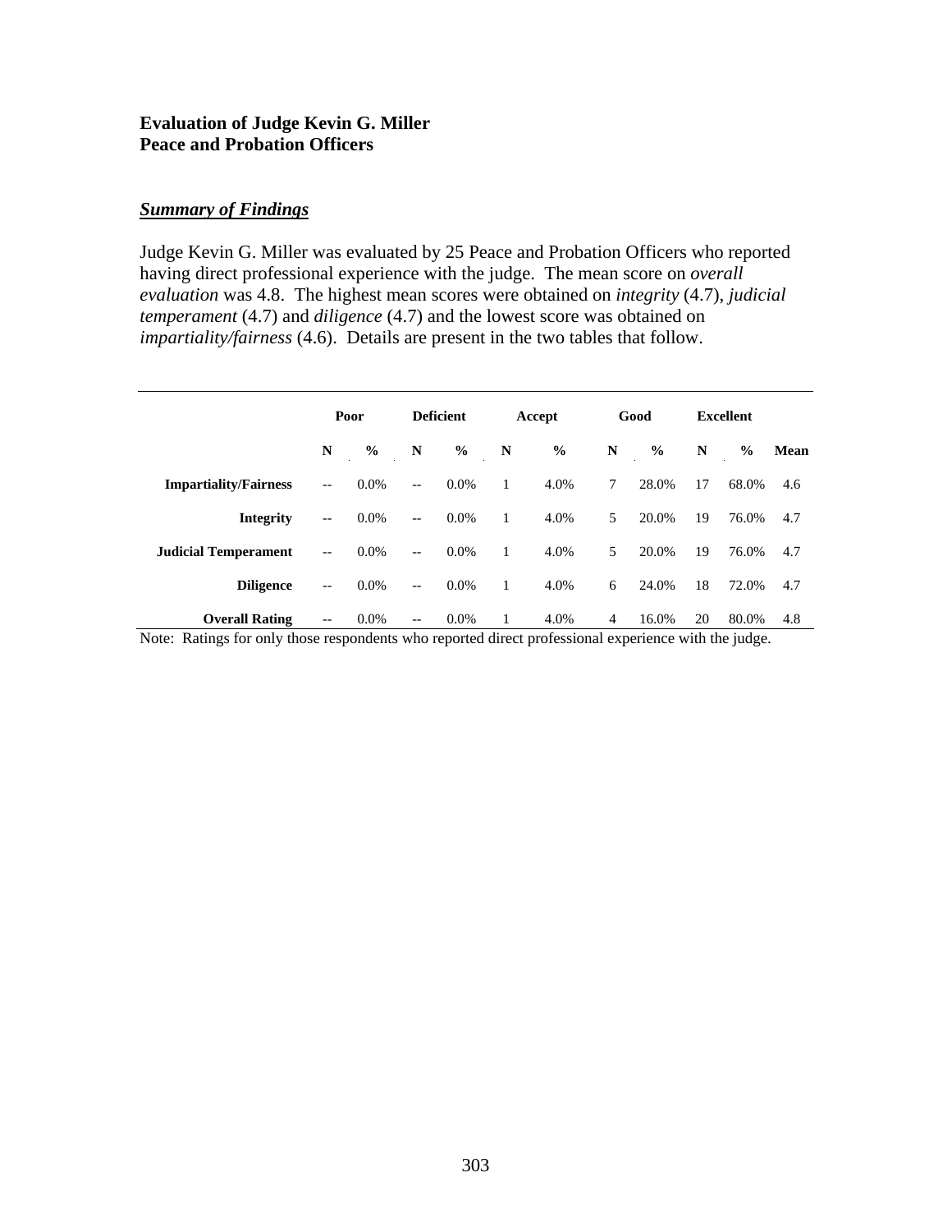**Evaluation of Judge Kevin G. Miller**
**Peace and Probation Officers**

***Summary of Findings***

Judge Kevin G. Miller was evaluated by 25 Peace and Probation Officers who reported having direct professional experience with the judge. The mean score on *overall evaluation* was 4.8. The highest mean scores were obtained on *integrity* (4.7), *judicial temperament* (4.7) and *diligence* (4.7) and the lowest score was obtained on *impartiality/fairness* (4.6). Details are present in the two tables that follow.

| | Poor | | Deficient | | Accept | | Good | | Excellent | | |
|---|---|---|---|---|---|---|---|---|---|---|---|
| | **N** | **%** | **N** | **%** | **N** | **%** | **N** | **%** | **N** | **%** | **Mean** |
| **Impartiality/Fairness** | -- | 0.0% | -- | 0.0% | 1 | 4.0% | 7 | 28.0% | 17 | 68.0% | 4.6 |
| **Integrity** | -- | 0.0% | -- | 0.0% | 1 | 4.0% | 5 | 20.0% | 19 | 76.0% | 4.7 |
| **Judicial Temperament** | -- | 0.0% | -- | 0.0% | 1 | 4.0% | 5 | 20.0% | 19 | 76.0% | 4.7 |
| **Diligence** | -- | 0.0% | -- | 0.0% | 1 | 4.0% | 6 | 24.0% | 18 | 72.0% | 4.7 |
| **Overall Rating** | -- | 0.0% | -- | 0.0% | 1 | 4.0% | 4 | 16.0% | 20 | 80.0% | 4.8 |

Note: Ratings for only those respondents who reported direct professional experience with the judge.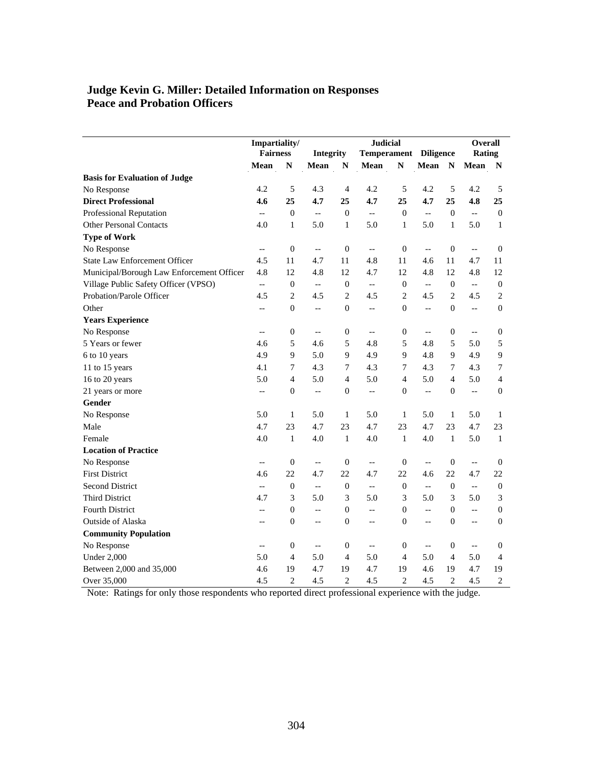# Judge Kevin G. Miller: Detailed Information on Responses
## Peace and Probation Officers

| | Impartiality/ Fairness | | Integrity | | Judicial Temperament | | Diligence | | Overall Rating | |
|---|---|---|---|---|---|---|---|---|---|---|
| | **Mean** | **N** | **Mean** | **N** | **Mean** | **N** | **Mean** | **N** | **Mean** | **N** |
| **Basis for Evaluation of Judge** | | | | | | | | | | |
| No Response | 4.2 | 5 | 4.3 | 4 | 4.2 | 5 | 4.2 | 5 | 4.2 | 5 |
| **Direct Professional** | **4.6** | **25** | **4.7** | **25** | **4.7** | **25** | **4.7** | **25** | **4.8** | **25** |
| Professional Reputation | -- | 0 | -- | 0 | -- | 0 | -- | 0 | -- | 0 |
| Other Personal Contacts | 4.0 | 1 | 5.0 | 1 | 5.0 | 1 | 5.0 | 1 | 5.0 | 1 |
| **Type of Work** | | | | | | | | | | |
| No Response | -- | 0 | -- | 0 | -- | 0 | -- | 0 | -- | 0 |
| State Law Enforcement Officer | 4.5 | 11 | 4.7 | 11 | 4.8 | 11 | 4.6 | 11 | 4.7 | 11 |
| Municipal/Borough Law Enforcement Officer | 4.8 | 12 | 4.8 | 12 | 4.7 | 12 | 4.8 | 12 | 4.8 | 12 |
| Village Public Safety Officer (VPSO) | -- | 0 | -- | 0 | -- | 0 | -- | 0 | -- | 0 |
| Probation/Parole Officer | 4.5 | 2 | 4.5 | 2 | 4.5 | 2 | 4.5 | 2 | 4.5 | 2 |
| Other | -- | 0 | -- | 0 | -- | 0 | -- | 0 | -- | 0 |
| **Years Experience** | | | | | | | | | | |
| No Response | -- | 0 | -- | 0 | -- | 0 | -- | 0 | -- | 0 |
| 5 Years or fewer | 4.6 | 5 | 4.6 | 5 | 4.8 | 5 | 4.8 | 5 | 5.0 | 5 |
| 6 to 10 years | 4.9 | 9 | 5.0 | 9 | 4.9 | 9 | 4.8 | 9 | 4.9 | 9 |
| 11 to 15 years | 4.1 | 7 | 4.3 | 7 | 4.3 | 7 | 4.3 | 7 | 4.3 | 7 |
| 16 to 20 years | 5.0 | 4 | 5.0 | 4 | 5.0 | 4 | 5.0 | 4 | 5.0 | 4 |
| 21 years or more | -- | 0 | -- | 0 | -- | 0 | -- | 0 | -- | 0 |
| **Gender** | | | | | | | | | | |
| No Response | 5.0 | 1 | 5.0 | 1 | 5.0 | 1 | 5.0 | 1 | 5.0 | 1 |
| Male | 4.7 | 23 | 4.7 | 23 | 4.7 | 23 | 4.7 | 23 | 4.7 | 23 |
| Female | 4.0 | 1 | 4.0 | 1 | 4.0 | 1 | 4.0 | 1 | 5.0 | 1 |
| **Location of Practice** | | | | | | | | | | |
| No Response | -- | 0 | -- | 0 | -- | 0 | -- | 0 | -- | 0 |
| First District | 4.6 | 22 | 4.7 | 22 | 4.7 | 22 | 4.6 | 22 | 4.7 | 22 |
| Second District | -- | 0 | -- | 0 | -- | 0 | -- | 0 | -- | 0 |
| Third District | 4.7 | 3 | 5.0 | 3 | 5.0 | 3 | 5.0 | 3 | 5.0 | 3 |
| Fourth District | -- | 0 | -- | 0 | -- | 0 | -- | 0 | -- | 0 |
| Outside of Alaska | -- | 0 | -- | 0 | -- | 0 | -- | 0 | -- | 0 |
| **Community Population** | | | | | | | | | | |
| No Response | -- | 0 | -- | 0 | -- | 0 | -- | 0 | -- | 0 |
| Under 2,000 | 5.0 | 4 | 5.0 | 4 | 5.0 | 4 | 5.0 | 4 | 5.0 | 4 |
| Between 2,000 and 35,000 | 4.6 | 19 | 4.7 | 19 | 4.7 | 19 | 4.6 | 19 | 4.7 | 19 |
| Over 35,000 | 4.5 | 2 | 4.5 | 2 | 4.5 | 2 | 4.5 | 2 | 4.5 | 2 |

Note: Ratings for only those respondents who reported direct professional experience with the judge.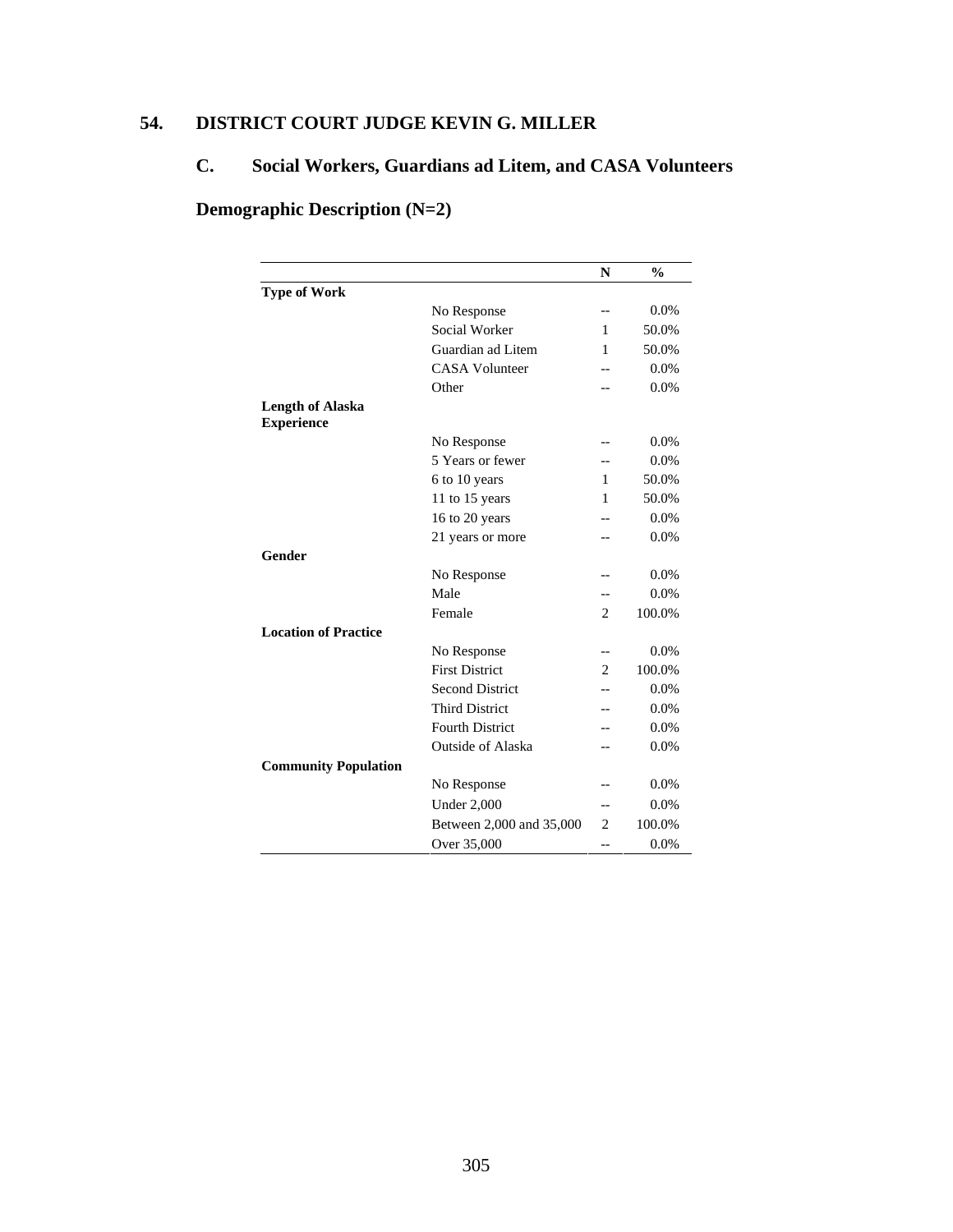# 54. DISTRICT COURT JUDGE KEVIN G. MILLER

## C. Social Workers, Guardians ad Litem, and CASA Volunteers

## Demographic Description (N=2)

| | | N | % |
|---|---|---|---|
| **Type of Work** | | | |
| | No Response | -- | 0.0% |
| | Social Worker | 1 | 50.0% |
| | Guardian ad Litem | 1 | 50.0% |
| | CASA Volunteer | -- | 0.0% |
| | Other | -- | 0.0% |
| **Length of Alaska Experience** | | | |
| | No Response | -- | 0.0% |
| | 5 Years or fewer | -- | 0.0% |
| | 6 to 10 years | 1 | 50.0% |
| | 11 to 15 years | 1 | 50.0% |
| | 16 to 20 years | -- | 0.0% |
| | 21 years or more | -- | 0.0% |
| **Gender** | | | |
| | No Response | -- | 0.0% |
| | Male | -- | 0.0% |
| | Female | 2 | 100.0% |
| **Location of Practice** | | | |
| | No Response | -- | 0.0% |
| | First District | 2 | 100.0% |
| | Second District | -- | 0.0% |
| | Third District | -- | 0.0% |
| | Fourth District | -- | 0.0% |
| | Outside of Alaska | -- | 0.0% |
| **Community Population** | | | |
| | No Response | -- | 0.0% |
| | Under 2,000 | -- | 0.0% |
| | Between 2,000 and 35,000 | 2 | 100.0% |
| | Over 35,000 | -- | 0.0% |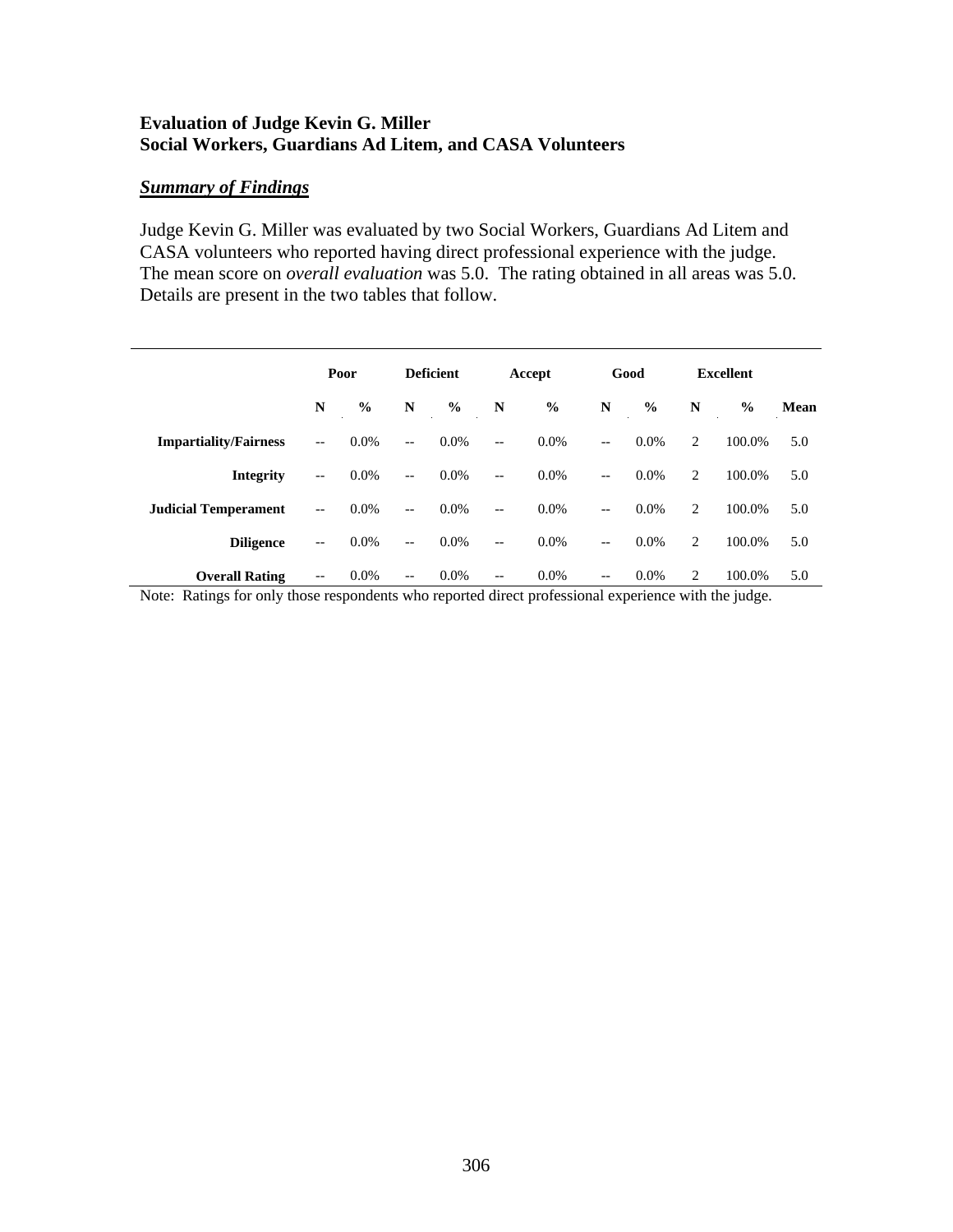**Evaluation of Judge Kevin G. Miller**
**Social Workers, Guardians Ad Litem, and CASA Volunteers**

***Summary of Findings***

Judge Kevin G. Miller was evaluated by two Social Workers, Guardians Ad Litem and CASA volunteers who reported having direct professional experience with the judge. The mean score on *overall evaluation* was 5.0. The rating obtained in all areas was 5.0. Details are present in the two tables that follow.

| | Poor | | Deficient | | Accept | | Good | | Excellent | | |
|---|---|---|---|---|---|---|---|---|---|---|---|
| | **N** | **%** | **N** | **%** | **N** | **%** | **N** | **%** | **N** | **%** | **Mean** |
| **Impartiality/Fairness** | -- | 0.0% | -- | 0.0% | -- | 0.0% | -- | 0.0% | 2 | 100.0% | 5.0 |
| **Integrity** | -- | 0.0% | -- | 0.0% | -- | 0.0% | -- | 0.0% | 2 | 100.0% | 5.0 |
| **Judicial Temperament** | -- | 0.0% | -- | 0.0% | -- | 0.0% | -- | 0.0% | 2 | 100.0% | 5.0 |
| **Diligence** | -- | 0.0% | -- | 0.0% | -- | 0.0% | -- | 0.0% | 2 | 100.0% | 5.0 |
| **Overall Rating** | -- | 0.0% | -- | 0.0% | -- | 0.0% | -- | 0.0% | 2 | 100.0% | 5.0 |

Note: Ratings for only those respondents who reported direct professional experience with the judge.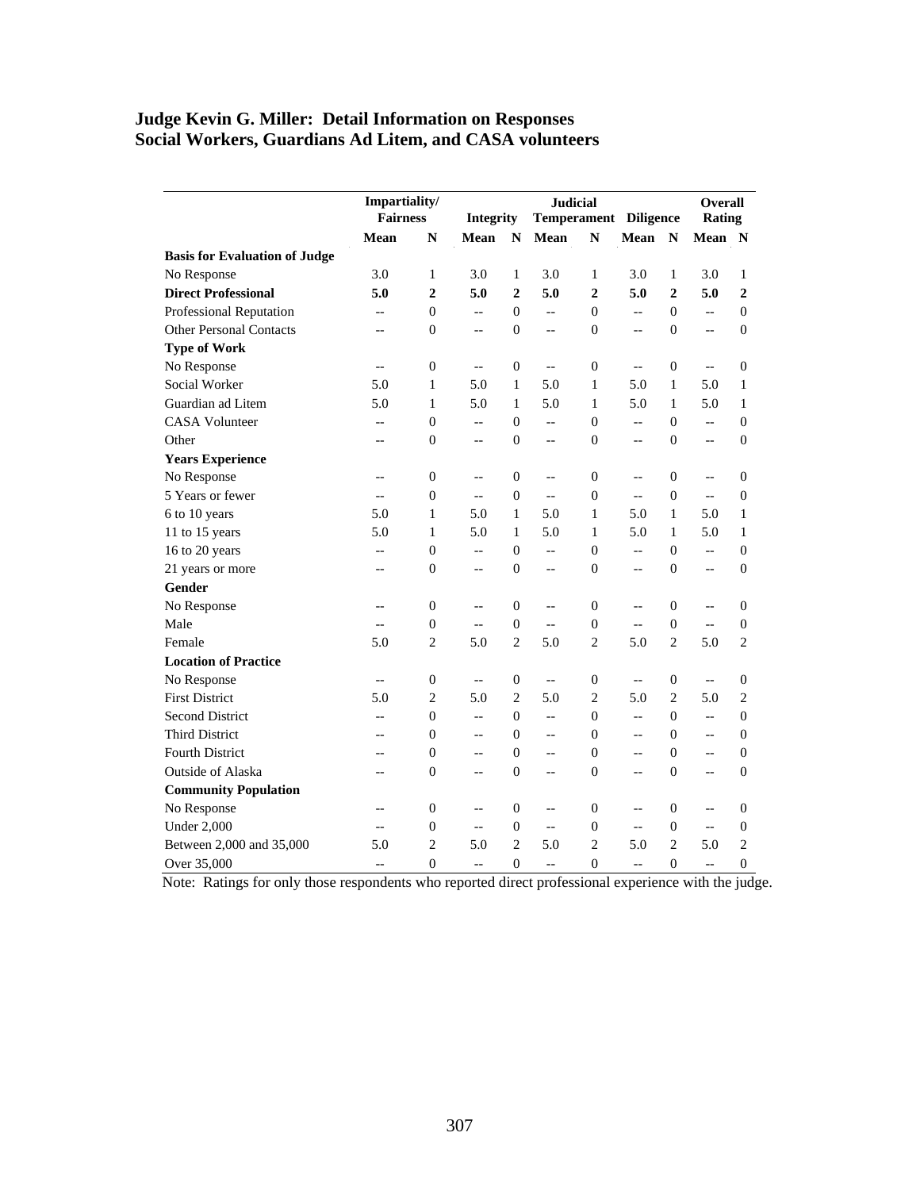## Judge Kevin G. Miller: Detail Information on Responses
## Social Workers, Guardians Ad Litem, and CASA volunteers

| | Impartiality/ Fairness | | Integrity | | Judicial Temperament | | Diligence | | Overall Rating | |
|---|---|---|---|---|---|---|---|---|---|---|
| | **Mean** | **N** | **Mean** | **N** | **Mean** | **N** | **Mean** | **N** | **Mean** | **N** |
| **Basis for Evaluation of Judge** | | | | | | | | | | |
| No Response | 3.0 | 1 | 3.0 | 1 | 3.0 | 1 | 3.0 | 1 | 3.0 | 1 |
| **Direct Professional** | **5.0** | **2** | **5.0** | **2** | **5.0** | **2** | **5.0** | **2** | **5.0** | **2** |
| Professional Reputation | -- | 0 | -- | 0 | -- | 0 | -- | 0 | -- | 0 |
| Other Personal Contacts | -- | 0 | -- | 0 | -- | 0 | -- | 0 | -- | 0 |
| **Type of Work** | | | | | | | | | | |
| No Response | -- | 0 | -- | 0 | -- | 0 | -- | 0 | -- | 0 |
| Social Worker | 5.0 | 1 | 5.0 | 1 | 5.0 | 1 | 5.0 | 1 | 5.0 | 1 |
| Guardian ad Litem | 5.0 | 1 | 5.0 | 1 | 5.0 | 1 | 5.0 | 1 | 5.0 | 1 |
| CASA Volunteer | -- | 0 | -- | 0 | -- | 0 | -- | 0 | -- | 0 |
| Other | -- | 0 | -- | 0 | -- | 0 | -- | 0 | -- | 0 |
| **Years Experience** | | | | | | | | | | |
| No Response | -- | 0 | -- | 0 | -- | 0 | -- | 0 | -- | 0 |
| 5 Years or fewer | -- | 0 | -- | 0 | -- | 0 | -- | 0 | -- | 0 |
| 6 to 10 years | 5.0 | 1 | 5.0 | 1 | 5.0 | 1 | 5.0 | 1 | 5.0 | 1 |
| 11 to 15 years | 5.0 | 1 | 5.0 | 1 | 5.0 | 1 | 5.0 | 1 | 5.0 | 1 |
| 16 to 20 years | -- | 0 | -- | 0 | -- | 0 | -- | 0 | -- | 0 |
| 21 years or more | -- | 0 | -- | 0 | -- | 0 | -- | 0 | -- | 0 |
| **Gender** | | | | | | | | | | |
| No Response | -- | 0 | -- | 0 | -- | 0 | -- | 0 | -- | 0 |
| Male | -- | 0 | -- | 0 | -- | 0 | -- | 0 | -- | 0 |
| Female | 5.0 | 2 | 5.0 | 2 | 5.0 | 2 | 5.0 | 2 | 5.0 | 2 |
| **Location of Practice** | | | | | | | | | | |
| No Response | -- | 0 | -- | 0 | -- | 0 | -- | 0 | -- | 0 |
| First District | 5.0 | 2 | 5.0 | 2 | 5.0 | 2 | 5.0 | 2 | 5.0 | 2 |
| Second District | -- | 0 | -- | 0 | -- | 0 | -- | 0 | -- | 0 |
| Third District | -- | 0 | -- | 0 | -- | 0 | -- | 0 | -- | 0 |
| Fourth District | -- | 0 | -- | 0 | -- | 0 | -- | 0 | -- | 0 |
| Outside of Alaska | -- | 0 | -- | 0 | -- | 0 | -- | 0 | -- | 0 |
| **Community Population** | | | | | | | | | | |
| No Response | -- | 0 | -- | 0 | -- | 0 | -- | 0 | -- | 0 |
| Under 2,000 | -- | 0 | -- | 0 | -- | 0 | -- | 0 | -- | 0 |
| Between 2,000 and 35,000 | 5.0 | 2 | 5.0 | 2 | 5.0 | 2 | 5.0 | 2 | 5.0 | 2 |
| Over 35,000 | -- | 0 | -- | 0 | -- | 0 | -- | 0 | -- | 0 |

Note: Ratings for only those respondents who reported direct professional experience with the judge.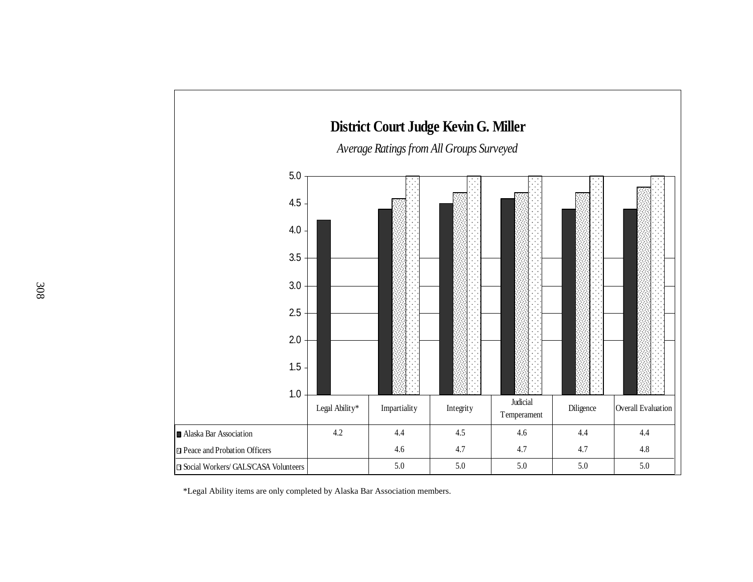## District Court Judge Kevin G. Miller

*Average Ratings from All Groups Surveyed*

| | Legal Ability* | Impartiality | Integrity | Judicial Temperament | Diligence | Overall Evaluation |
|---|---|---|---|---|---|---|
| Alaska Bar Association | 4.2 | 4.4 | 4.5 | 4.6 | 4.4 | 4.4 |
| Peace and Probation Officers | | 4.6 | 4.7 | 4.7 | 4.7 | 4.8 |
| Social Workers/ GALS/CASA Volunteers | | 5.0 | 5.0 | 5.0 | 5.0 | 5.0 |

*Legal Ability items are only completed by Alaska Bar Association members.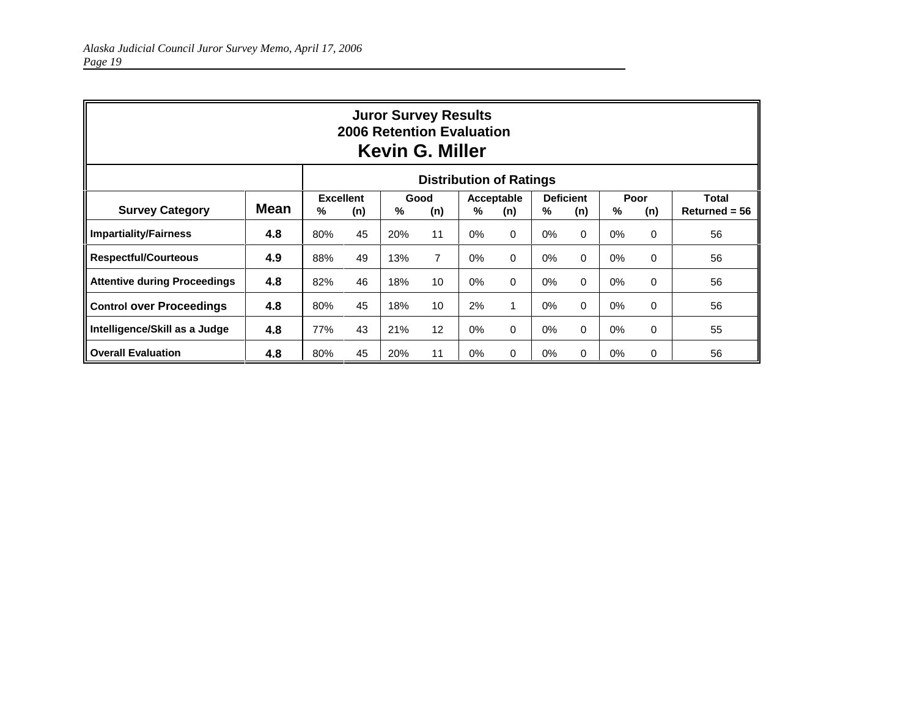# Juror Survey Results
## 2006 Retention Evaluation
## Kevin G. Miller

| Survey Category | Mean | Excellent % | Excellent (n) | Good % | Good (n) | Acceptable % | Acceptable (n) | Deficient % | Deficient (n) | Poor % | Poor (n) | Total Returned = 56 |
|---|---|---|---|---|---|---|---|---|---|---|---|---|
| **Impartiality/Fairness** | **4.8** | 80% | 45 | 20% | 11 | 0% | 0 | 0% | 0 | 0% | 0 | 56 |
| **Respectful/Courteous** | **4.9** | 88% | 49 | 13% | 7 | 0% | 0 | 0% | 0 | 0% | 0 | 56 |
| **Attentive during Proceedings** | **4.8** | 82% | 46 | 18% | 10 | 0% | 0 | 0% | 0 | 0% | 0 | 56 |
| **Control over Proceedings** | **4.8** | 80% | 45 | 18% | 10 | 2% | 1 | 0% | 0 | 0% | 0 | 56 |
| **Intelligence/Skill as a Judge** | **4.8** | 77% | 43 | 21% | 12 | 0% | 0 | 0% | 0 | 0% | 0 | 55 |
| **Overall Evaluation** | **4.8** | 80% | 45 | 20% | 11 | 0% | 0 | 0% | 0 | 0% | 0 | 56 |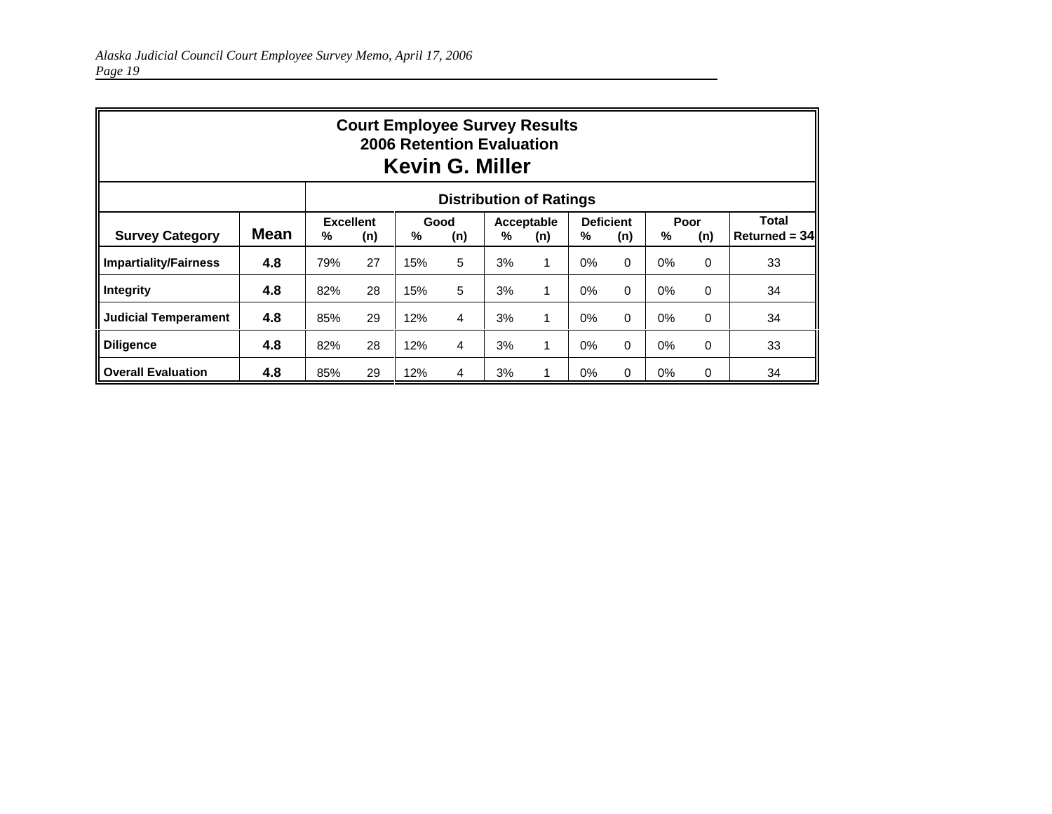**Court Employee Survey Results**
**2006 Retention Evaluation**
**Kevin G. Miller**

| | | Distribution of Ratings | | | | | | | | | | |
|---|---|---|---|---|---|---|---|---|---|---|---|---|
| | | Excellent | | Good | | Acceptable | | Deficient | | Poor | | Total |
| **Survey Category** | **Mean** | % | (n) | % | (n) | % | (n) | % | (n) | % | (n) | Returned = 34 |
| **Impartiality/Fairness** | **4.8** | 79% | 27 | 15% | 5 | 3% | 1 | 0% | 0 | 0% | 0 | 33 |
| **Integrity** | **4.8** | 82% | 28 | 15% | 5 | 3% | 1 | 0% | 0 | 0% | 0 | 34 |
| **Judicial Temperament** | **4.8** | 85% | 29 | 12% | 4 | 3% | 1 | 0% | 0 | 0% | 0 | 34 |
| **Diligence** | **4.8** | 82% | 28 | 12% | 4 | 3% | 1 | 0% | 0 | 0% | 0 | 33 |
| **Overall Evaluation** | **4.8** | 85% | 29 | 12% | 4 | 3% | 1 | 0% | 0 | 0% | 0 | 34 |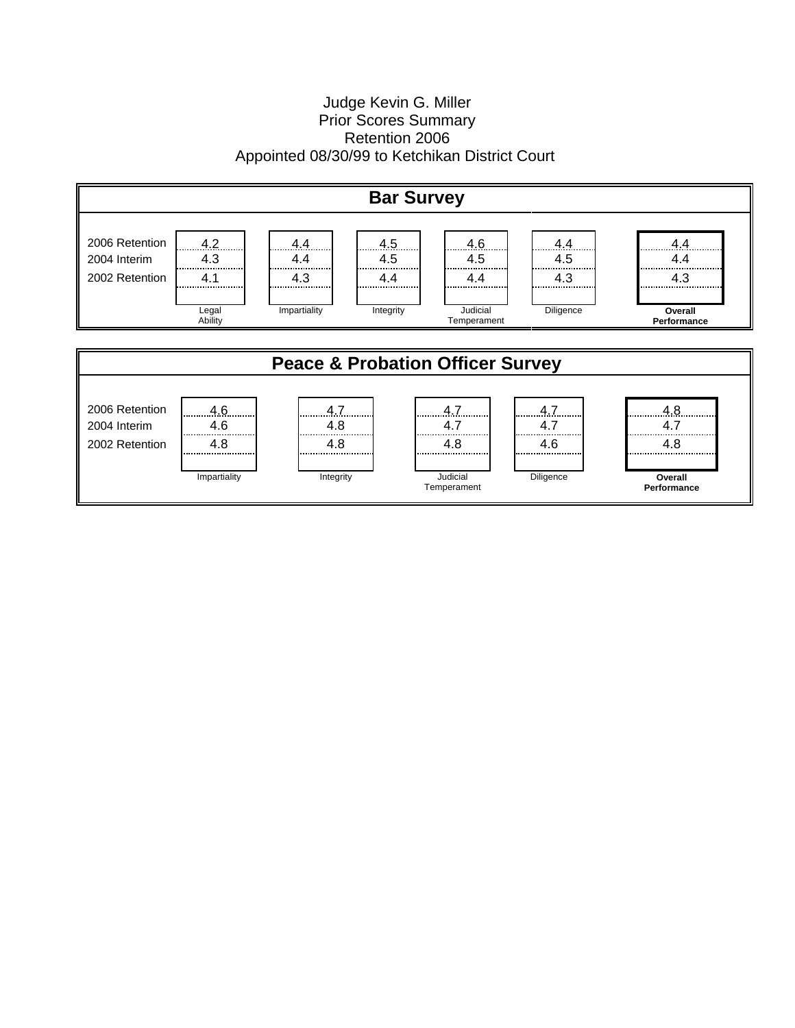Judge Kevin G. Miller
Prior Scores Summary
Retention 2006
Appointed 08/30/99 to Ketchikan District Court

## Bar Survey

| | Legal Ability | Impartiality | Integrity | Judicial Temperament | Diligence | Overall Performance |
|---|---|---|---|---|---|---|
| 2006 Retention | 4.2 | 4.4 | 4.5 | 4.6 | 4.4 | 4.4 |
| 2004 Interim | 4.3 | 4.4 | 4.5 | 4.5 | 4.5 | 4.4 |
| 2002 Retention | 4.1 | 4.3 | 4.4 | 4.4 | 4.3 | 4.3 |

## Peace & Probation Officer Survey

| | Impartiality | Integrity | Judicial Temperament | Diligence | Overall Performance |
|---|---|---|---|---|---|
| 2006 Retention | 4.6 | 4.7 | 4.7 | 4.7 | 4.8 |
| 2004 Interim | 4.6 | 4.8 | 4.7 | 4.7 | 4.7 |
| 2002 Retention | 4.8 | 4.8 | 4.8 | 4.6 | 4.8 |